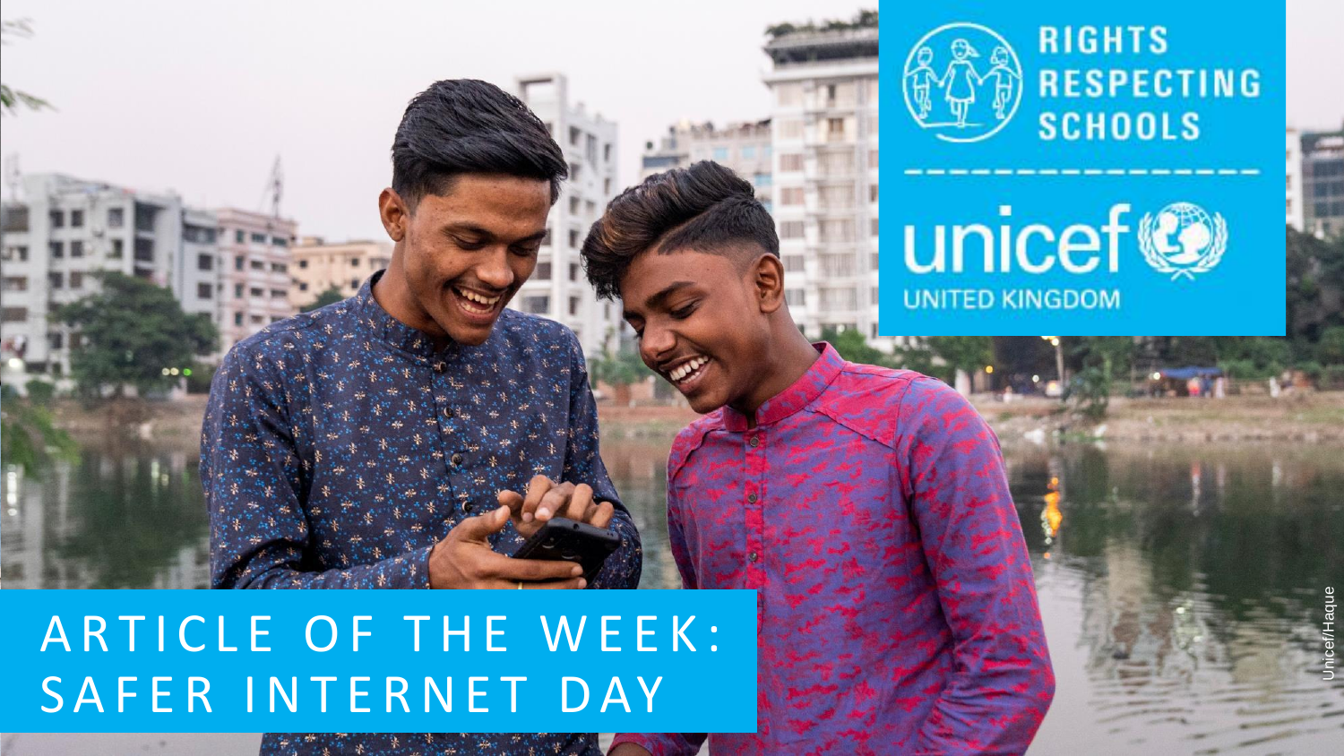# ARTICLE OF THE WEEK: SAFER INTERNET DAY

RIGHTS RESPECTING SCHOOLS

unicef UNITED KINGDOM

Unicef/Haque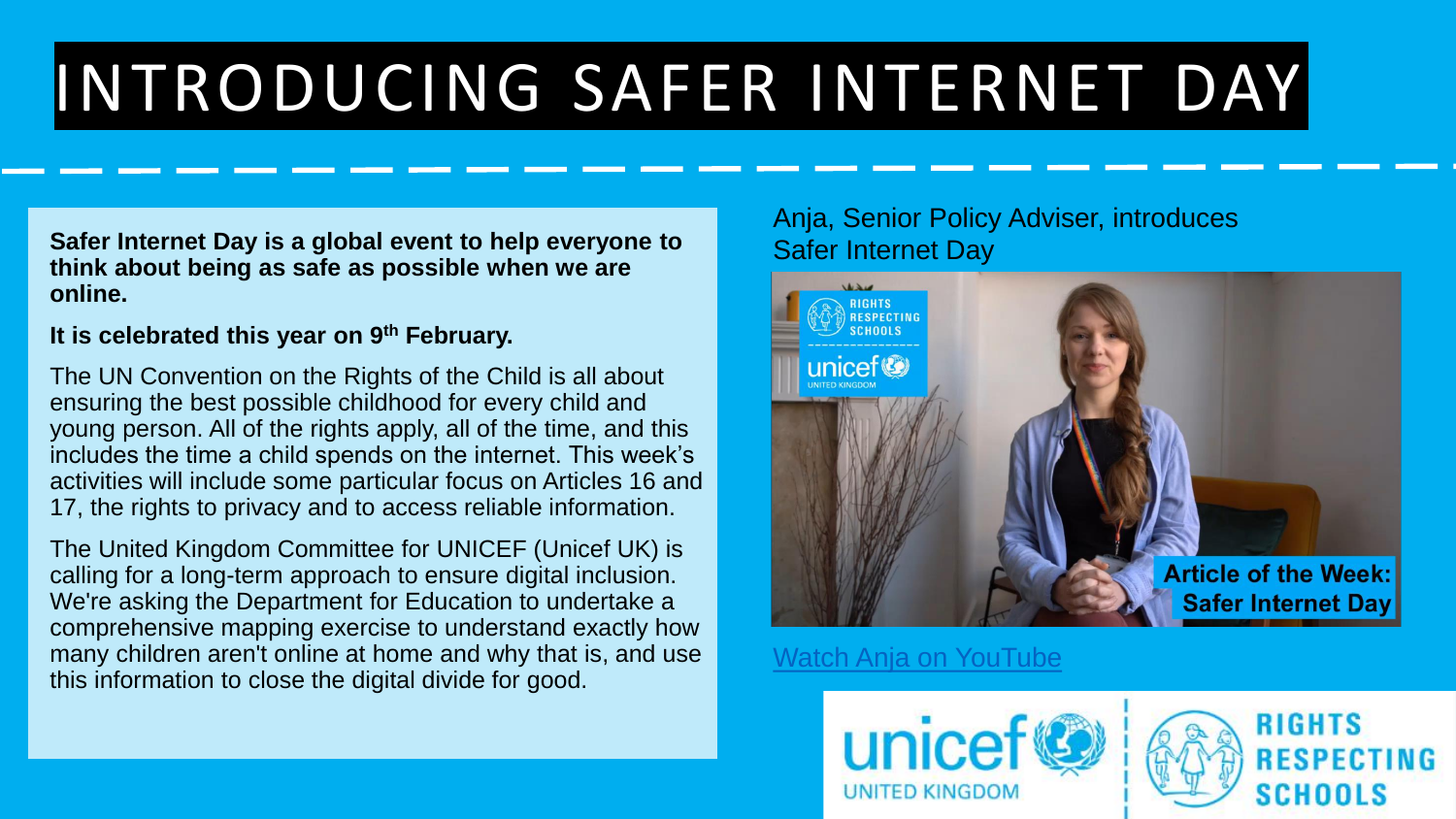# INTRODUCING SAFER INTERNET DAY

**Safer Internet Day is a global event to help everyone to think about being as safe as possible when we are online.**

**It is celebrated this year on 9th February.**

The UN Convention on the Rights of the Child is all about ensuring the best possible childhood for every child and young person. All of the rights apply, all of the time, and this includes the time a child spends on the internet. This week's activities will include some particular focus on Articles 16 and 17, the rights to privacy and to access reliable information.

The United Kingdom Committee for UNICEF (Unicef UK) is calling for a long-term approach to ensure digital inclusion. We're asking the Department for Education to undertake a comprehensive mapping exercise to understand exactly how many children aren't online at home and why that is, and use this information to close the digital divide for good.

Anja, Senior Policy Adviser, introduces Safer Internet Day

Article of the Week: Safer Internet Day

Watch Anja on YouTube

unicef UNITED KINGDOM | RIGHTS RESPECTING SCHOOLS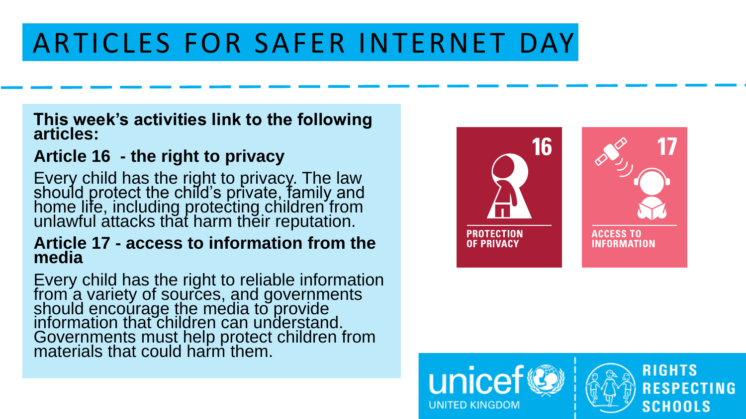# ARTICLES FOR SAFER INTERNET DAY

**This week's activities link to the following articles:**

**Article 16 - the right to privacy**

Every child has the right to privacy. The law should protect the child's private, family and home life, including protecting children from unlawful attacks that harm their reputation.

**Article 17 - access to information from the media**

Every child has the right to reliable information from a variety of sources, and governments should encourage the media to provide information that children can understand. Governments must help protect children from materials that could harm them.

16 PROTECTION OF PRIVACY

17 ACCESS TO INFORMATION

unicef UNITED KINGDOM

RIGHTS RESPECTING SCHOOLS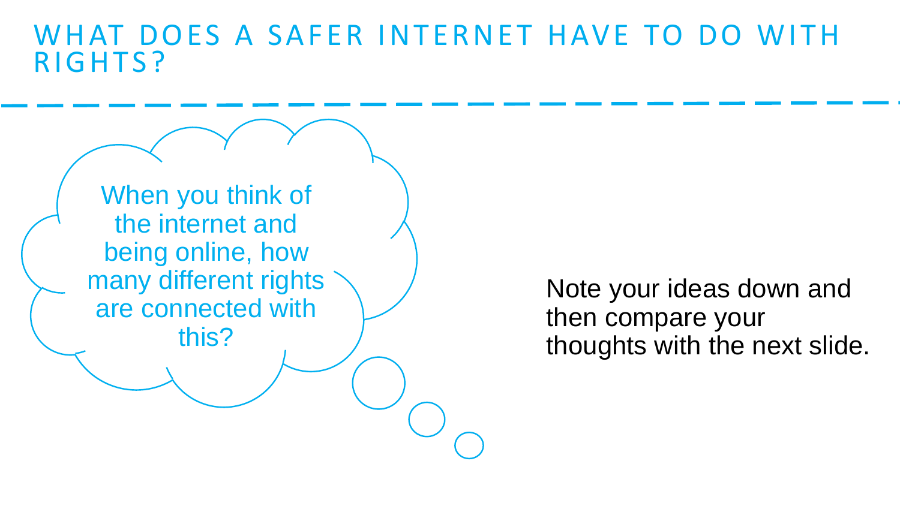# WHAT DOES A SAFER INTERNET HAVE TO DO WITH RIGHTS?

When you think of the internet and being online, how many different rights are connected with this?

Note your ideas down and then compare your thoughts with the next slide.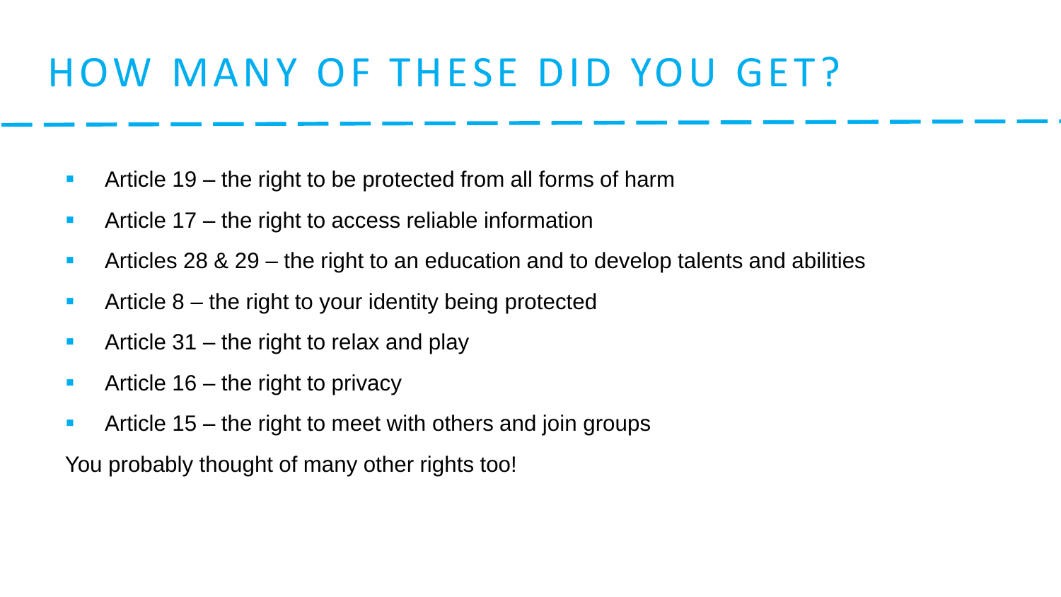# HOW MANY OF THESE DID YOU GET?

- Article 19 – the right to be protected from all forms of harm
- Article 17 – the right to access reliable information
- Articles 28 & 29 – the right to an education and to develop talents and abilities
- Article 8 – the right to your identity being protected
- Article 31 – the right to relax and play
- Article 16 – the right to privacy
- Article 15 – the right to meet with others and join groups

You probably thought of many other rights too!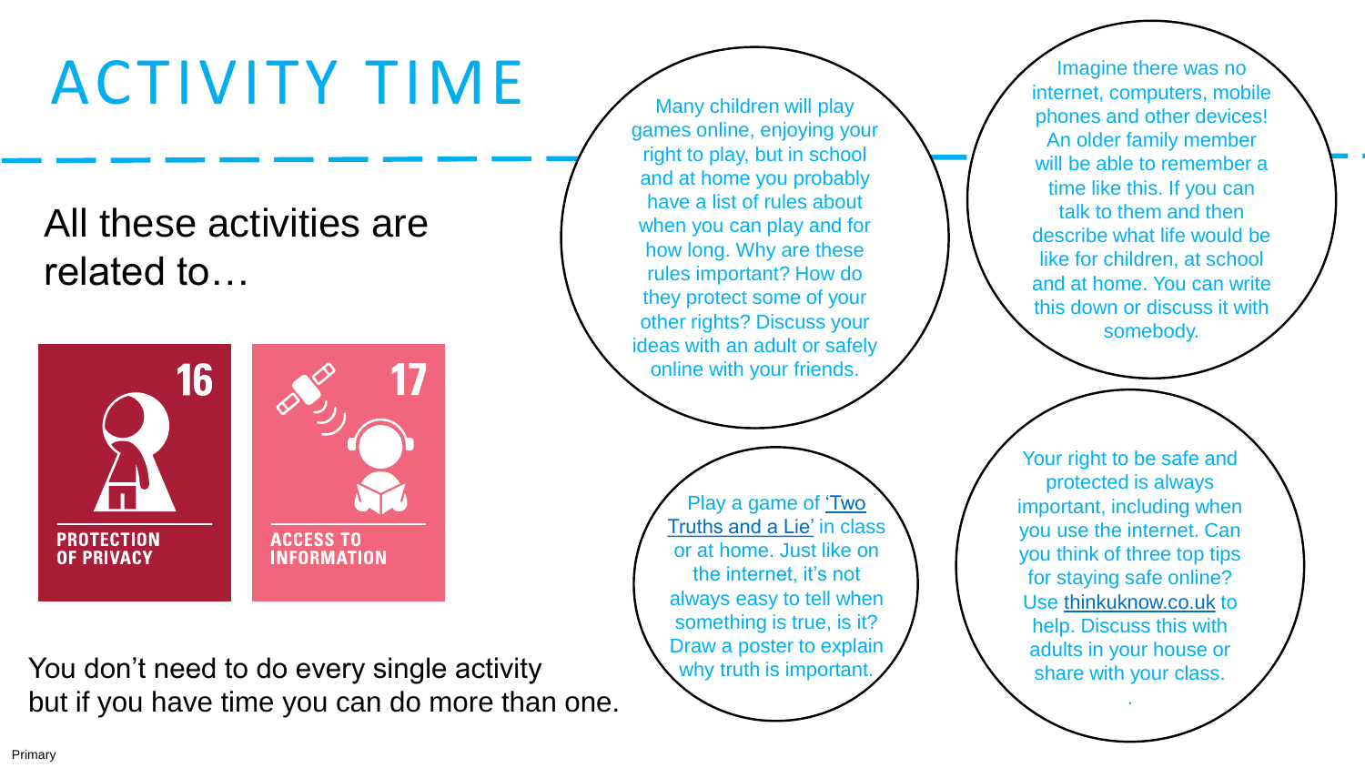# ACTIVITY TIME

All these activities are related to…

16 PROTECTION OF PRIVACY

17 ACCESS TO INFORMATION

You don't need to do every single activity but if you have time you can do more than one.

Many children will play games online, enjoying your right to play, but in school and at home you probably have a list of rules about when you can play and for how long. Why are these rules important? How do they protect some of your other rights? Discuss your ideas with an adult or safely online with your friends.

Imagine there was no internet, computers, mobile phones and other devices! An older family member will be able to remember a time like this. If you can talk to them and then describe what life would be like for children, at school and at home. You can write this down or discuss it with somebody.

Play a game of 'Two Truths and a Lie' in class or at home. Just like on the internet, it's not always easy to tell when something is true, is it? Draw a poster to explain why truth is important.

Your right to be safe and protected is always important, including when you use the internet. Can you think of three top tips for staying safe online? Use thinkuknow.co.uk to help. Discuss this with adults in your house or share with your class.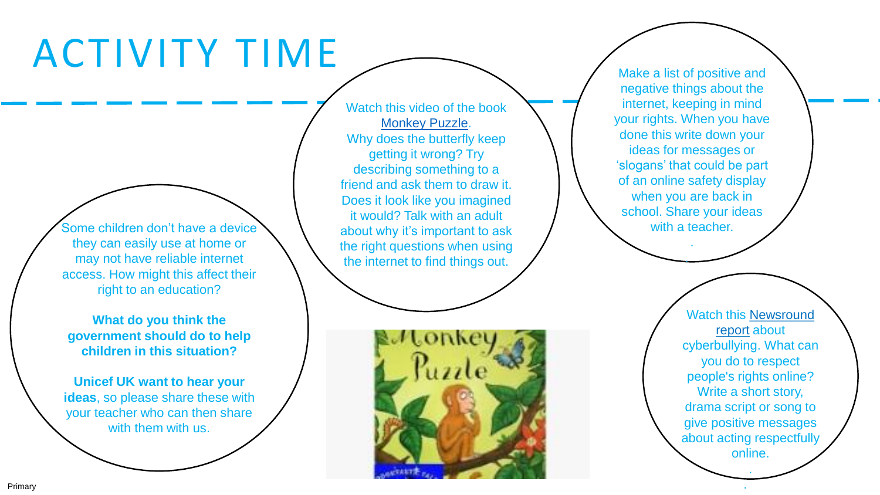# ACTIVITY TIME

Some children don't have a device they can easily use at home or may not have reliable internet access. How might this affect their right to an education?

**What do you think the government should do to help children in this situation?**

**Unicef UK want to hear your ideas**, so please share these with your teacher who can then share with them with us.

Watch this video of the book Monkey Puzzle. Why does the butterfly keep getting it wrong? Try describing something to a friend and ask them to draw it. Does it look like you imagined it would? Talk with an adult about why it's important to ask the right questions when using the internet to find things out.

Make a list of positive and negative things about the internet, keeping in mind your rights. When you have done this write down your ideas for messages or 'slogans' that could be part of an online safety display when you are back in school. Share your ideas with a teacher.

Watch this Newsround report about cyberbullying. What can you do to respect people's rights online? Write a short story, drama script or song to give positive messages about acting respectfully online.